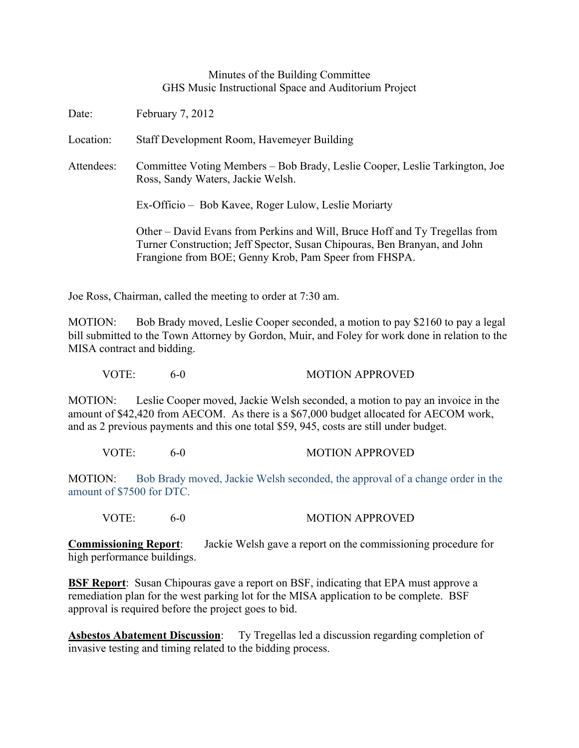Minutes of the Building Committee
GHS Music Instructional Space and Auditorium Project

Date: February 7, 2012

Location: Staff Development Room, Havemeyer Building

Attendees: Committee Voting Members – Bob Brady, Leslie Cooper, Leslie Tarkington, Joe Ross, Sandy Waters, Jackie Welsh.

Ex-Officio – Bob Kavee, Roger Lulow, Leslie Moriarty

Other – David Evans from Perkins and Will, Bruce Hoff and Ty Tregellas from Turner Construction; Jeff Spector, Susan Chipouras, Ben Branyan, and John Frangione from BOE; Genny Krob, Pam Speer from FHSPA.

Joe Ross, Chairman, called the meeting to order at 7:30 am.

MOTION: Bob Brady moved, Leslie Cooper seconded, a motion to pay $2160 to pay a legal bill submitted to the Town Attorney by Gordon, Muir, and Foley for work done in relation to the MISA contract and bidding.

VOTE: 6-0 MOTION APPROVED

MOTION: Leslie Cooper moved, Jackie Welsh seconded, a motion to pay an invoice in the amount of $42,420 from AECOM. As there is a $67,000 budget allocated for AECOM work, and as 2 previous payments and this one total $59, 945, costs are still under budget.

VOTE: 6-0 MOTION APPROVED

MOTION: Bob Brady moved, Jackie Welsh seconded, the approval of a change order in the amount of $7500 for DTC.

VOTE: 6-0 MOTION APPROVED

**Commissioning Report**: Jackie Welsh gave a report on the commissioning procedure for high performance buildings.

**BSF Report**: Susan Chipouras gave a report on BSF, indicating that EPA must approve a remediation plan for the west parking lot for the MISA application to be complete. BSF approval is required before the project goes to bid.

**Asbestos Abatement Discussion**: Ty Tregellas led a discussion regarding completion of invasive testing and timing related to the bidding process.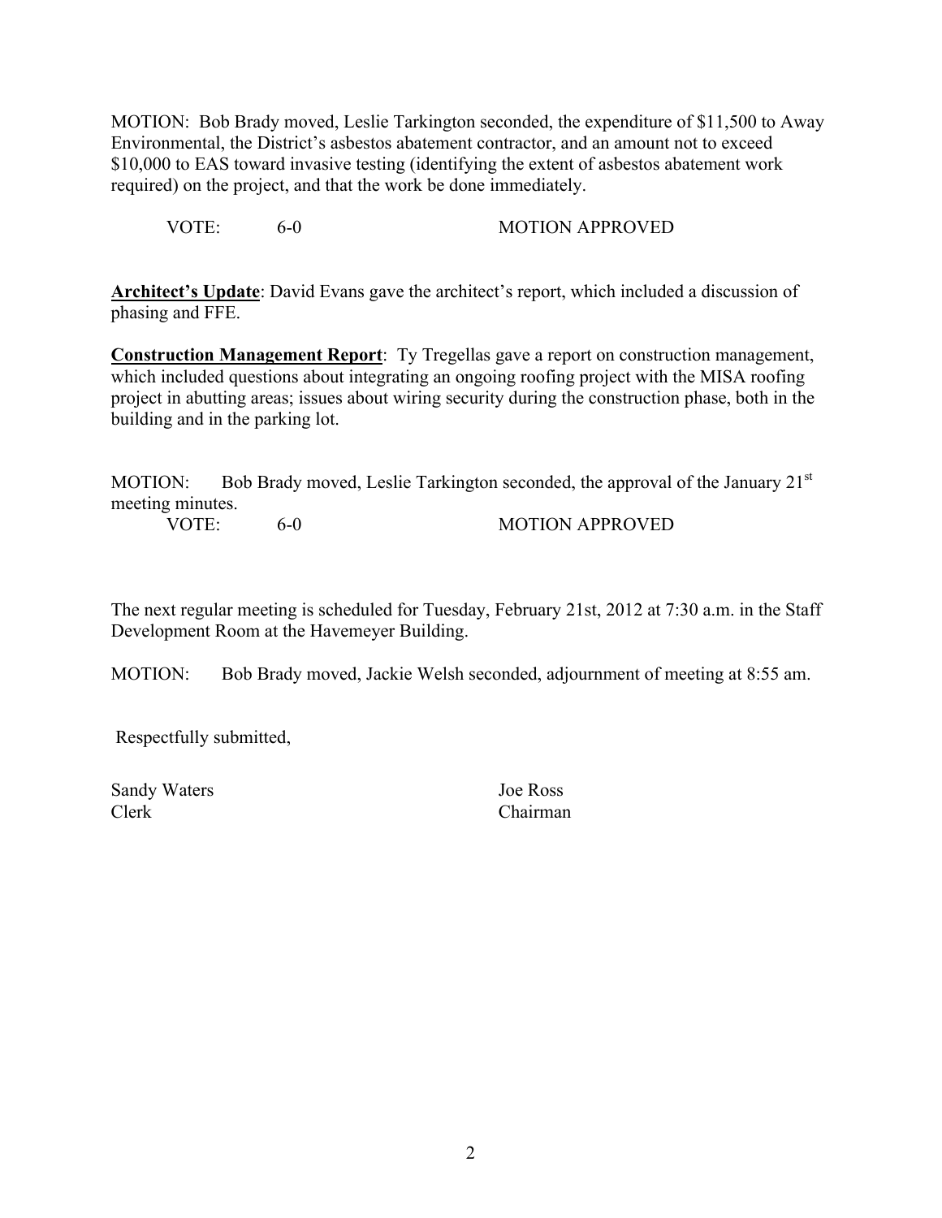MOTION: Bob Brady moved, Leslie Tarkington seconded, the expenditure of $11,500 to Away Environmental, the District's asbestos abatement contractor, and an amount not to exceed $10,000 to EAS toward invasive testing (identifying the extent of asbestos abatement work required) on the project, and that the work be done immediately.

VOTE: 6-0 MOTION APPROVED

**Architect's Update**: David Evans gave the architect's report, which included a discussion of phasing and FFE.

**Construction Management Report**: Ty Tregellas gave a report on construction management, which included questions about integrating an ongoing roofing project with the MISA roofing project in abutting areas; issues about wiring security during the construction phase, both in the building and in the parking lot.

MOTION: Bob Brady moved, Leslie Tarkington seconded, the approval of the January 21st meeting minutes.

VOTE: 6-0 MOTION APPROVED

The next regular meeting is scheduled for Tuesday, February 21st, 2012 at 7:30 a.m. in the Staff Development Room at the Havemeyer Building.

MOTION: Bob Brady moved, Jackie Welsh seconded, adjournment of meeting at 8:55 am.

Respectfully submitted,

Sandy Waters
Clerk

Joe Ross
Chairman